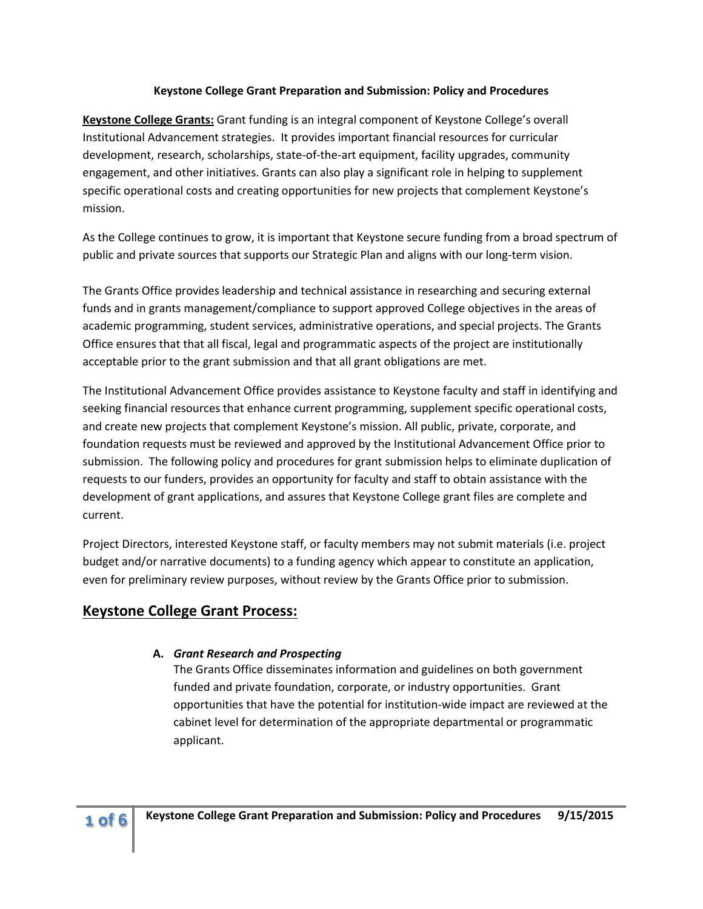**Keystone College Grant Preparation and Submission: Policy and Procedures**

**Keystone College Grants:** Grant funding is an integral component of Keystone College's overall Institutional Advancement strategies. It provides important financial resources for curricular development, research, scholarships, state-of-the-art equipment, facility upgrades, community engagement, and other initiatives. Grants can also play a significant role in helping to supplement specific operational costs and creating opportunities for new projects that complement Keystone's mission.

As the College continues to grow, it is important that Keystone secure funding from a broad spectrum of public and private sources that supports our Strategic Plan and aligns with our long-term vision.

The Grants Office provides leadership and technical assistance in researching and securing external funds and in grants management/compliance to support approved College objectives in the areas of academic programming, student services, administrative operations, and special projects. The Grants Office ensures that that all fiscal, legal and programmatic aspects of the project are institutionally acceptable prior to the grant submission and that all grant obligations are met.

The Institutional Advancement Office provides assistance to Keystone faculty and staff in identifying and seeking financial resources that enhance current programming, supplement specific operational costs, and create new projects that complement Keystone's mission. All public, private, corporate, and foundation requests must be reviewed and approved by the Institutional Advancement Office prior to submission. The following policy and procedures for grant submission helps to eliminate duplication of requests to our funders, provides an opportunity for faculty and staff to obtain assistance with the development of grant applications, and assures that Keystone College grant files are complete and current.

Project Directors, interested Keystone staff, or faculty members may not submit materials (i.e. project budget and/or narrative documents) to a funding agency which appear to constitute an application, even for preliminary review purposes, without review by the Grants Office prior to submission.

## Keystone College Grant Process:

**A.** ***Grant Research and Prospecting***

The Grants Office disseminates information and guidelines on both government funded and private foundation, corporate, or industry opportunities. Grant opportunities that have the potential for institution-wide impact are reviewed at the cabinet level for determination of the appropriate departmental or programmatic applicant.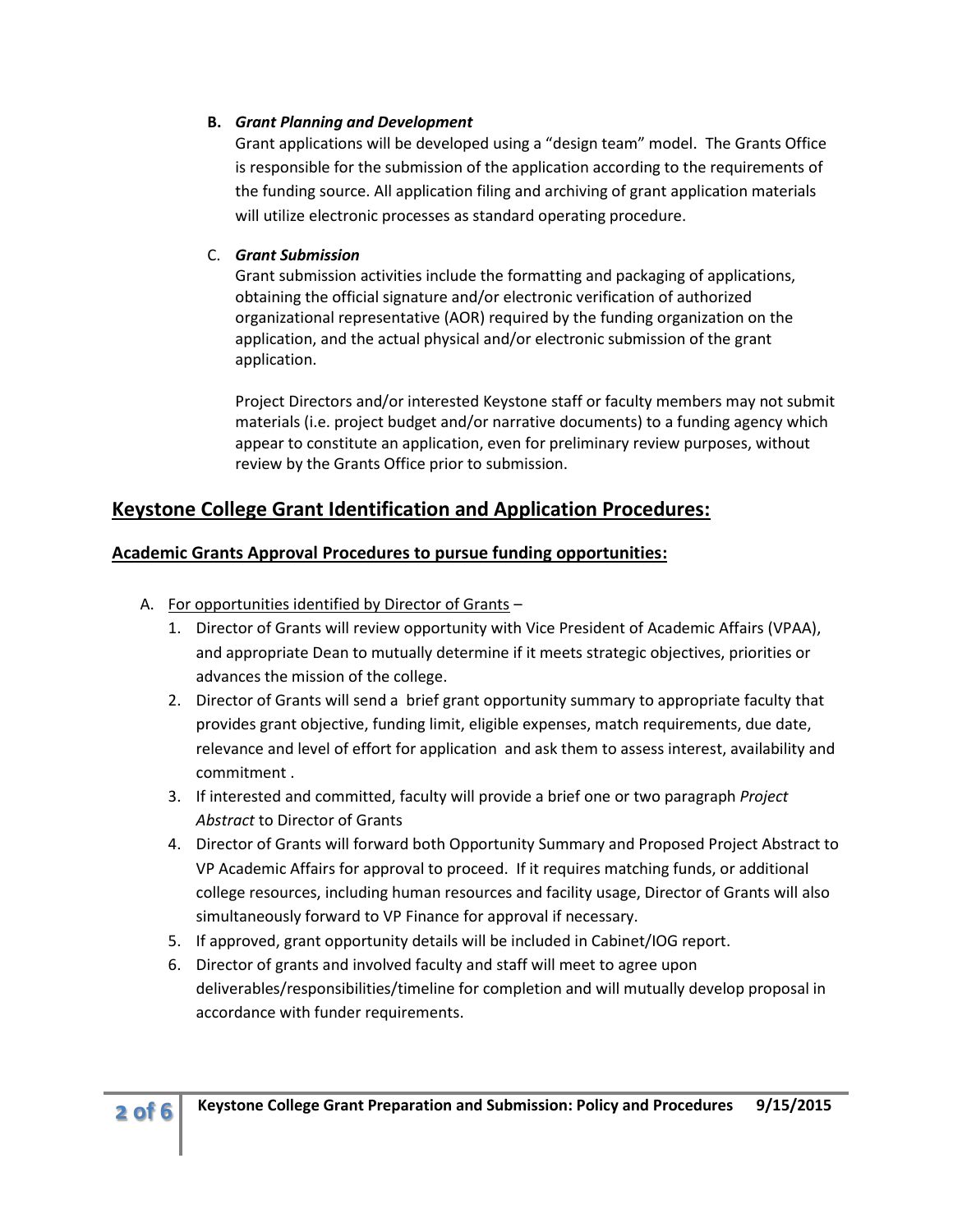**B.** ***Grant Planning and Development***

Grant applications will be developed using a "design team" model. The Grants Office is responsible for the submission of the application according to the requirements of the funding source. All application filing and archiving of grant application materials will utilize electronic processes as standard operating procedure.

C. ***Grant Submission***

Grant submission activities include the formatting and packaging of applications, obtaining the official signature and/or electronic verification of authorized organizational representative (AOR) required by the funding organization on the application, and the actual physical and/or electronic submission of the grant application.

Project Directors and/or interested Keystone staff or faculty members may not submit materials (i.e. project budget and/or narrative documents) to a funding agency which appear to constitute an application, even for preliminary review purposes, without review by the Grants Office prior to submission.

## Keystone College Grant Identification and Application Procedures:

### Academic Grants Approval Procedures to pursue funding opportunities:

A. For opportunities identified by Director of Grants –
   1. Director of Grants will review opportunity with Vice President of Academic Affairs (VPAA), and appropriate Dean to mutually determine if it meets strategic objectives, priorities or advances the mission of the college.
   2. Director of Grants will send a brief grant opportunity summary to appropriate faculty that provides grant objective, funding limit, eligible expenses, match requirements, due date, relevance and level of effort for application and ask them to assess interest, availability and commitment .
   3. If interested and committed, faculty will provide a brief one or two paragraph *Project Abstract* to Director of Grants
   4. Director of Grants will forward both Opportunity Summary and Proposed Project Abstract to VP Academic Affairs for approval to proceed. If it requires matching funds, or additional college resources, including human resources and facility usage, Director of Grants will also simultaneously forward to VP Finance for approval if necessary.
   5. If approved, grant opportunity details will be included in Cabinet/IOG report.
   6. Director of grants and involved faculty and staff will meet to agree upon deliverables/responsibilities/timeline for completion and will mutually develop proposal in accordance with funder requirements.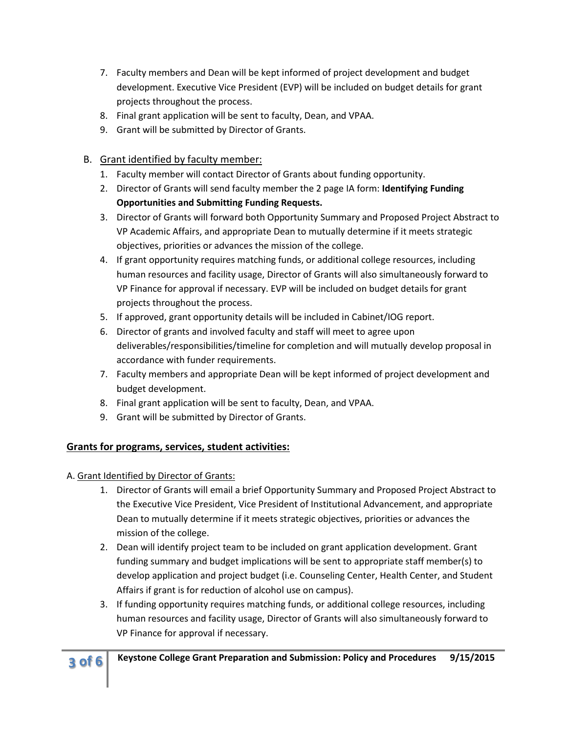7. Faculty members and Dean will be kept informed of project development and budget development. Executive Vice President (EVP) will be included on budget details for grant projects throughout the process.
8. Final grant application will be sent to faculty, Dean, and VPAA.
9. Grant will be submitted by Director of Grants.

B. Grant identified by faculty member:

1. Faculty member will contact Director of Grants about funding opportunity.
2. Director of Grants will send faculty member the 2 page IA form: **Identifying Funding Opportunities and Submitting Funding Requests.**
3. Director of Grants will forward both Opportunity Summary and Proposed Project Abstract to VP Academic Affairs, and appropriate Dean to mutually determine if it meets strategic objectives, priorities or advances the mission of the college.
4. If grant opportunity requires matching funds, or additional college resources, including human resources and facility usage, Director of Grants will also simultaneously forward to VP Finance for approval if necessary. EVP will be included on budget details for grant projects throughout the process.
5. If approved, grant opportunity details will be included in Cabinet/IOG report.
6. Director of grants and involved faculty and staff will meet to agree upon deliverables/responsibilities/timeline for completion and will mutually develop proposal in accordance with funder requirements.
7. Faculty members and appropriate Dean will be kept informed of project development and budget development.
8. Final grant application will be sent to faculty, Dean, and VPAA.
9. Grant will be submitted by Director of Grants.

**Grants for programs, services, student activities:**

A. Grant Identified by Director of Grants:

1. Director of Grants will email a brief Opportunity Summary and Proposed Project Abstract to the Executive Vice President, Vice President of Institutional Advancement, and appropriate Dean to mutually determine if it meets strategic objectives, priorities or advances the mission of the college.
2. Dean will identify project team to be included on grant application development. Grant funding summary and budget implications will be sent to appropriate staff member(s) to develop application and project budget (i.e. Counseling Center, Health Center, and Student Affairs if grant is for reduction of alcohol use on campus).
3. If funding opportunity requires matching funds, or additional college resources, including human resources and facility usage, Director of Grants will also simultaneously forward to VP Finance for approval if necessary.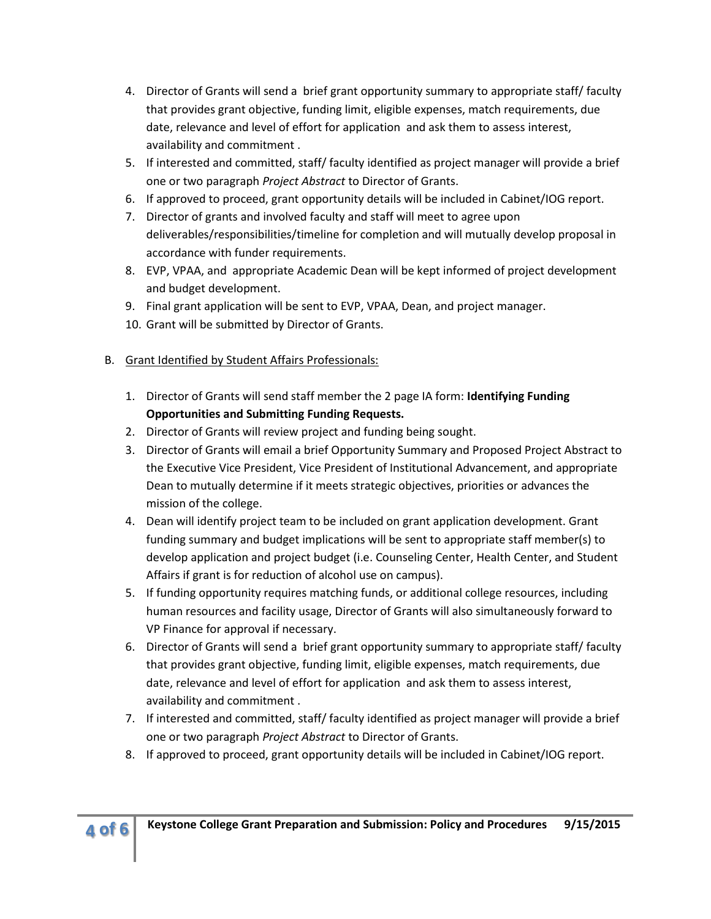4. Director of Grants will send a brief grant opportunity summary to appropriate staff/ faculty that provides grant objective, funding limit, eligible expenses, match requirements, due date, relevance and level of effort for application and ask them to assess interest, availability and commitment .
5. If interested and committed, staff/ faculty identified as project manager will provide a brief one or two paragraph *Project Abstract* to Director of Grants.
6. If approved to proceed, grant opportunity details will be included in Cabinet/IOG report.
7. Director of grants and involved faculty and staff will meet to agree upon deliverables/responsibilities/timeline for completion and will mutually develop proposal in accordance with funder requirements.
8. EVP, VPAA, and appropriate Academic Dean will be kept informed of project development and budget development.
9. Final grant application will be sent to EVP, VPAA, Dean, and project manager.
10. Grant will be submitted by Director of Grants.

B. Grant Identified by Student Affairs Professionals:

1. Director of Grants will send staff member the 2 page IA form: **Identifying Funding Opportunities and Submitting Funding Requests.**
2. Director of Grants will review project and funding being sought.
3. Director of Grants will email a brief Opportunity Summary and Proposed Project Abstract to the Executive Vice President, Vice President of Institutional Advancement, and appropriate Dean to mutually determine if it meets strategic objectives, priorities or advances the mission of the college.
4. Dean will identify project team to be included on grant application development. Grant funding summary and budget implications will be sent to appropriate staff member(s) to develop application and project budget (i.e. Counseling Center, Health Center, and Student Affairs if grant is for reduction of alcohol use on campus).
5. If funding opportunity requires matching funds, or additional college resources, including human resources and facility usage, Director of Grants will also simultaneously forward to VP Finance for approval if necessary.
6. Director of Grants will send a brief grant opportunity summary to appropriate staff/ faculty that provides grant objective, funding limit, eligible expenses, match requirements, due date, relevance and level of effort for application and ask them to assess interest, availability and commitment .
7. If interested and committed, staff/ faculty identified as project manager will provide a brief one or two paragraph *Project Abstract* to Director of Grants.
8. If approved to proceed, grant opportunity details will be included in Cabinet/IOG report.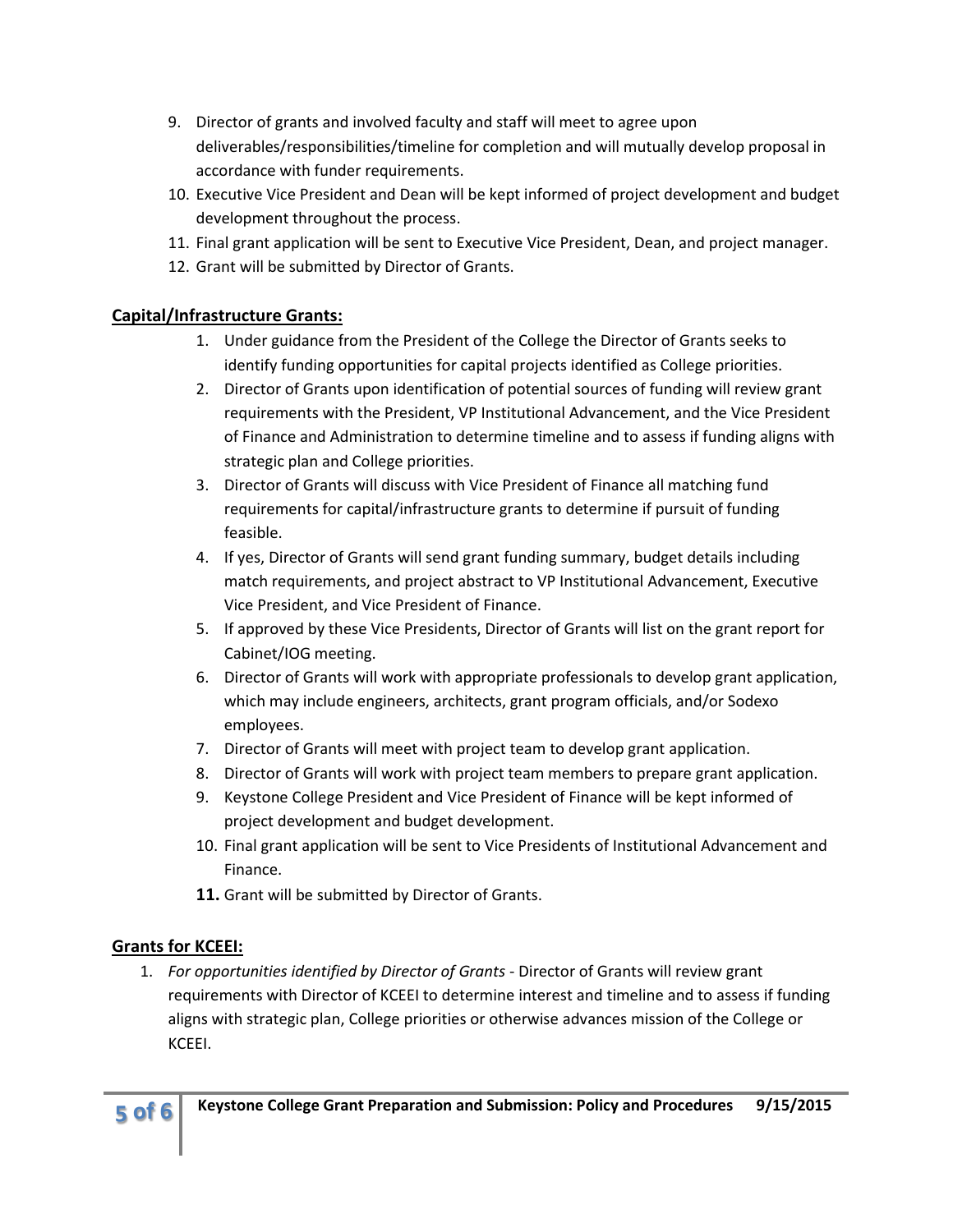9. Director of grants and involved faculty and staff will meet to agree upon deliverables/responsibilities/timeline for completion and will mutually develop proposal in accordance with funder requirements.
10. Executive Vice President and Dean will be kept informed of project development and budget development throughout the process.
11. Final grant application will be sent to Executive Vice President, Dean, and project manager.
12. Grant will be submitted by Director of Grants.

## Capital/Infrastructure Grants:

1. Under guidance from the President of the College the Director of Grants seeks to identify funding opportunities for capital projects identified as College priorities.
2. Director of Grants upon identification of potential sources of funding will review grant requirements with the President, VP Institutional Advancement, and the Vice President of Finance and Administration to determine timeline and to assess if funding aligns with strategic plan and College priorities.
3. Director of Grants will discuss with Vice President of Finance all matching fund requirements for capital/infrastructure grants to determine if pursuit of funding feasible.
4. If yes, Director of Grants will send grant funding summary, budget details including match requirements, and project abstract to VP Institutional Advancement, Executive Vice President, and Vice President of Finance.
5. If approved by these Vice Presidents, Director of Grants will list on the grant report for Cabinet/IOG meeting.
6. Director of Grants will work with appropriate professionals to develop grant application, which may include engineers, architects, grant program officials, and/or Sodexo employees.
7. Director of Grants will meet with project team to develop grant application.
8. Director of Grants will work with project team members to prepare grant application.
9. Keystone College President and Vice President of Finance will be kept informed of project development and budget development.
10. Final grant application will be sent to Vice Presidents of Institutional Advancement and Finance.
11. Grant will be submitted by Director of Grants.

## Grants for KCEEI:

1. *For opportunities identified by Director of Grants* - Director of Grants will review grant requirements with Director of KCEEI to determine interest and timeline and to assess if funding aligns with strategic plan, College priorities or otherwise advances mission of the College or KCEEI.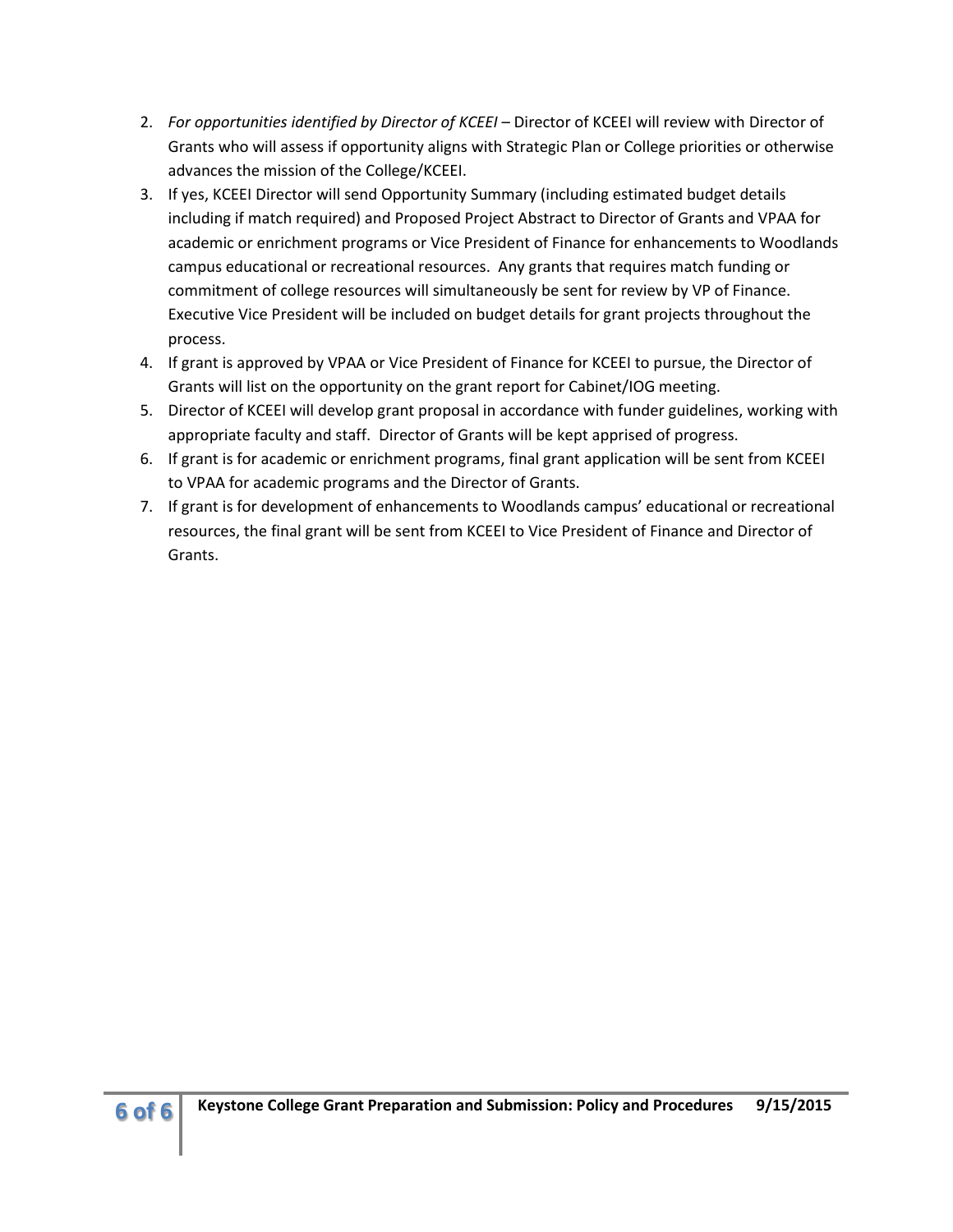2. *For opportunities identified by Director of KCEEI* – Director of KCEEI will review with Director of Grants who will assess if opportunity aligns with Strategic Plan or College priorities or otherwise advances the mission of the College/KCEEI.
3. If yes, KCEEI Director will send Opportunity Summary (including estimated budget details including if match required) and Proposed Project Abstract to Director of Grants and VPAA for academic or enrichment programs or Vice President of Finance for enhancements to Woodlands campus educational or recreational resources. Any grants that requires match funding or commitment of college resources will simultaneously be sent for review by VP of Finance. Executive Vice President will be included on budget details for grant projects throughout the process.
4. If grant is approved by VPAA or Vice President of Finance for KCEEI to pursue, the Director of Grants will list on the opportunity on the grant report for Cabinet/IOG meeting.
5. Director of KCEEI will develop grant proposal in accordance with funder guidelines, working with appropriate faculty and staff. Director of Grants will be kept apprised of progress.
6. If grant is for academic or enrichment programs, final grant application will be sent from KCEEI to VPAA for academic programs and the Director of Grants.
7. If grant is for development of enhancements to Woodlands campus' educational or recreational resources, the final grant will be sent from KCEEI to Vice President of Finance and Director of Grants.